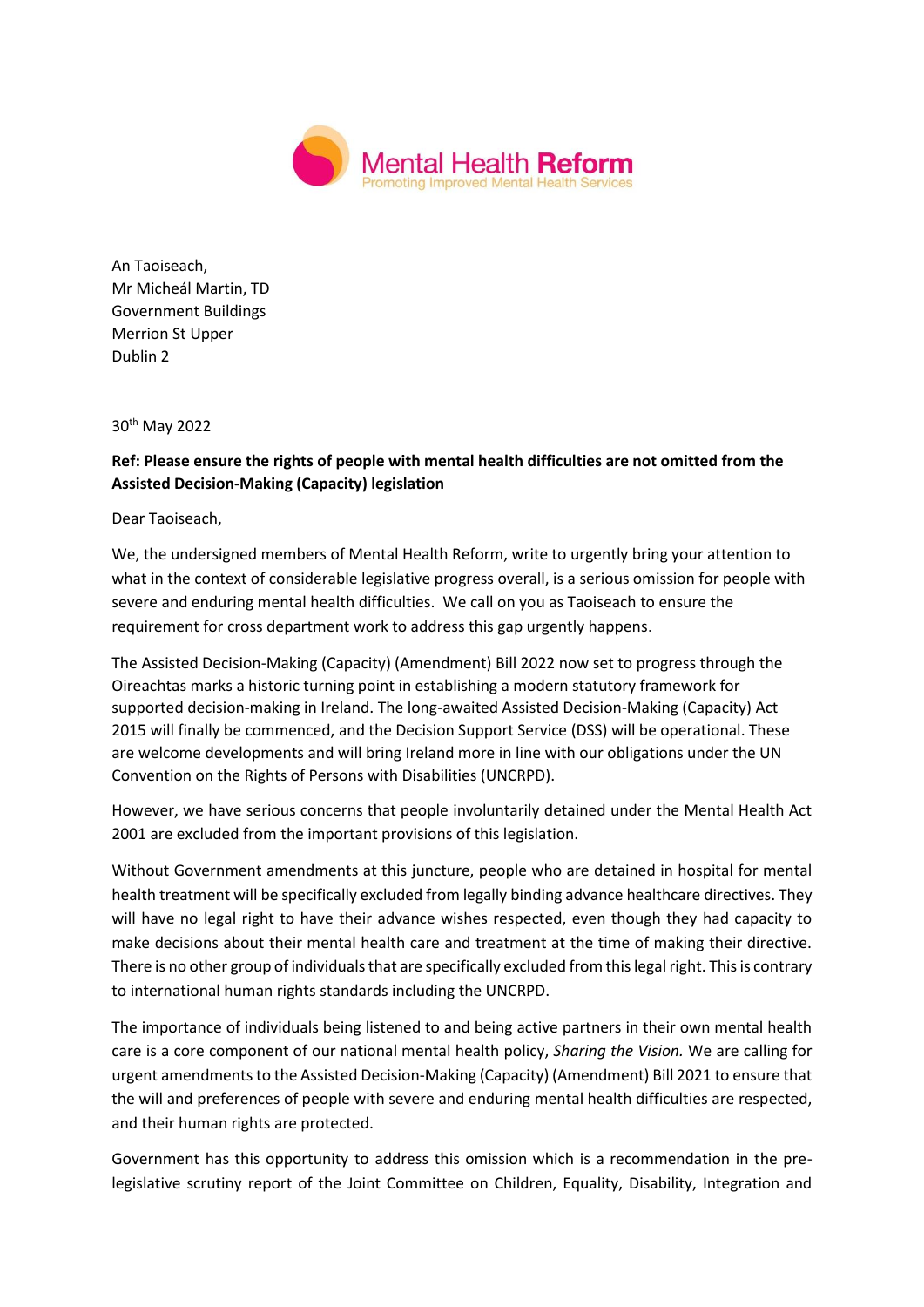Mental Health **Reform**
Promoting Improved Mental Health Services

An Taoiseach,
Mr Micheál Martin, TD
Government Buildings
Merrion St Upper
Dublin 2

30th May 2022

**Ref: Please ensure the rights of people with mental health difficulties are not omitted from the Assisted Decision-Making (Capacity) legislation**

Dear Taoiseach,

We, the undersigned members of Mental Health Reform, write to urgently bring your attention to what in the context of considerable legislative progress overall, is a serious omission for people with severe and enduring mental health difficulties. We call on you as Taoiseach to ensure the requirement for cross department work to address this gap urgently happens.

The Assisted Decision-Making (Capacity) (Amendment) Bill 2022 now set to progress through the Oireachtas marks a historic turning point in establishing a modern statutory framework for supported decision-making in Ireland. The long-awaited Assisted Decision-Making (Capacity) Act 2015 will finally be commenced, and the Decision Support Service (DSS) will be operational. These are welcome developments and will bring Ireland more in line with our obligations under the UN Convention on the Rights of Persons with Disabilities (UNCRPD).

However, we have serious concerns that people involuntarily detained under the Mental Health Act 2001 are excluded from the important provisions of this legislation.

Without Government amendments at this juncture, people who are detained in hospital for mental health treatment will be specifically excluded from legally binding advance healthcare directives. They will have no legal right to have their advance wishes respected, even though they had capacity to make decisions about their mental health care and treatment at the time of making their directive. There is no other group of individuals that are specifically excluded from this legal right. This is contrary to international human rights standards including the UNCRPD.

The importance of individuals being listened to and being active partners in their own mental health care is a core component of our national mental health policy, *Sharing the Vision.* We are calling for urgent amendments to the Assisted Decision-Making (Capacity) (Amendment) Bill 2021 to ensure that the will and preferences of people with severe and enduring mental health difficulties are respected, and their human rights are protected.

Government has this opportunity to address this omission which is a recommendation in the pre-legislative scrutiny report of the Joint Committee on Children, Equality, Disability, Integration and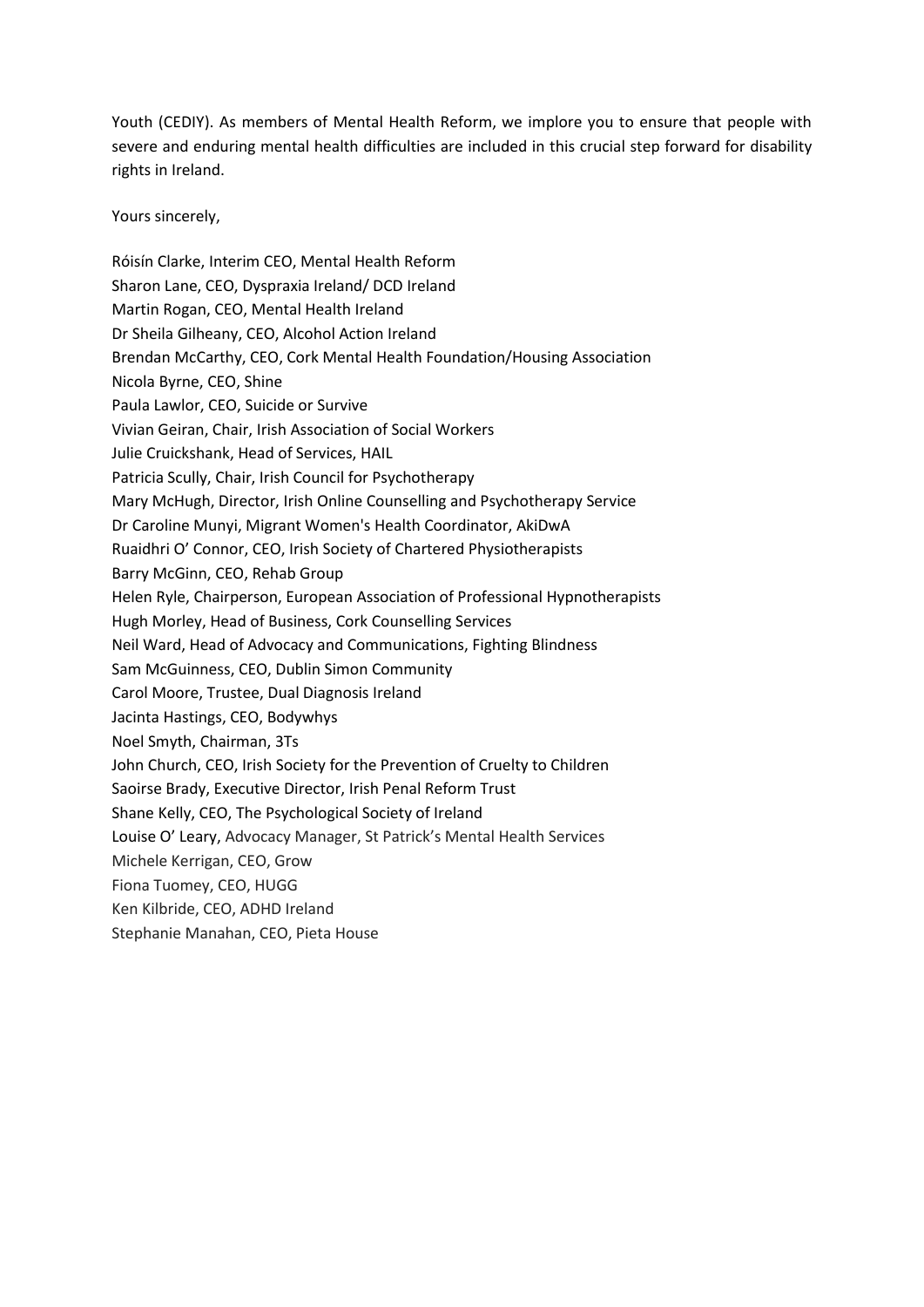Youth (CEDIY). As members of Mental Health Reform, we implore you to ensure that people with severe and enduring mental health difficulties are included in this crucial step forward for disability rights in Ireland.

Yours sincerely,

Róisín Clarke, Interim CEO, Mental Health Reform  
Sharon Lane, CEO, Dyspraxia Ireland/ DCD Ireland  
Martin Rogan, CEO, Mental Health Ireland  
Dr Sheila Gilheany, CEO, Alcohol Action Ireland  
Brendan McCarthy, CEO, Cork Mental Health Foundation/Housing Association  
Nicola Byrne, CEO, Shine  
Paula Lawlor, CEO, Suicide or Survive  
Vivian Geiran, Chair, Irish Association of Social Workers  
Julie Cruickshank, Head of Services, HAIL  
Patricia Scully, Chair, Irish Council for Psychotherapy  
Mary McHugh, Director, Irish Online Counselling and Psychotherapy Service  
Dr Caroline Munyi, Migrant Women's Health Coordinator, AkiDwA  
Ruaidhri O' Connor, CEO, Irish Society of Chartered Physiotherapists  
Barry McGinn, CEO, Rehab Group  
Helen Ryle, Chairperson, European Association of Professional Hypnotherapists  
Hugh Morley, Head of Business, Cork Counselling Services  
Neil Ward, Head of Advocacy and Communications, Fighting Blindness  
Sam McGuinness, CEO, Dublin Simon Community  
Carol Moore, Trustee, Dual Diagnosis Ireland  
Jacinta Hastings, CEO, Bodywhys  
Noel Smyth, Chairman, 3Ts  
John Church, CEO, Irish Society for the Prevention of Cruelty to Children  
Saoirse Brady, Executive Director, Irish Penal Reform Trust  
Shane Kelly, CEO, The Psychological Society of Ireland  
Louise O' Leary, Advocacy Manager, St Patrick's Mental Health Services  
Michele Kerrigan, CEO, Grow  
Fiona Tuomey, CEO, HUGG  
Ken Kilbride, CEO, ADHD Ireland  
Stephanie Manahan, CEO, Pieta House